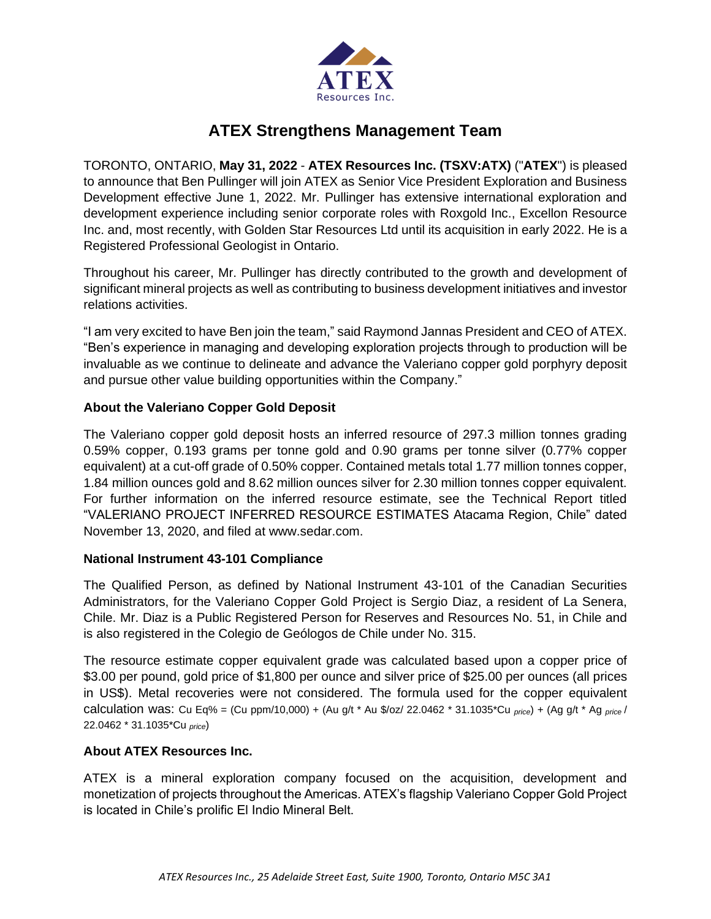# ATEX Strengthens Management Team

TORONTO, ONTARIO, **May 31, 2022** - **ATEX Resources Inc. (TSXV:ATX)** ("**ATEX**") is pleased to announce that Ben Pullinger will join ATEX as Senior Vice President Exploration and Business Development effective June 1, 2022. Mr. Pullinger has extensive international exploration and development experience including senior corporate roles with Roxgold Inc., Excellon Resource Inc. and, most recently, with Golden Star Resources Ltd until its acquisition in early 2022. He is a Registered Professional Geologist in Ontario.

Throughout his career, Mr. Pullinger has directly contributed to the growth and development of significant mineral projects as well as contributing to business development initiatives and investor relations activities.

"I am very excited to have Ben join the team," said Raymond Jannas President and CEO of ATEX. "Ben's experience in managing and developing exploration projects through to production will be invaluable as we continue to delineate and advance the Valeriano copper gold porphyry deposit and pursue other value building opportunities within the Company."

### About the Valeriano Copper Gold Deposit

The Valeriano copper gold deposit hosts an inferred resource of 297.3 million tonnes grading 0.59% copper, 0.193 grams per tonne gold and 0.90 grams per tonne silver (0.77% copper equivalent) at a cut-off grade of 0.50% copper. Contained metals total 1.77 million tonnes copper, 1.84 million ounces gold and 8.62 million ounces silver for 2.30 million tonnes copper equivalent. For further information on the inferred resource estimate, see the Technical Report titled "VALERIANO PROJECT INFERRED RESOURCE ESTIMATES Atacama Region, Chile" dated November 13, 2020, and filed at www.sedar.com.

### National Instrument 43-101 Compliance

The Qualified Person, as defined by National Instrument 43-101 of the Canadian Securities Administrators, for the Valeriano Copper Gold Project is Sergio Diaz, a resident of La Senera, Chile. Mr. Diaz is a Public Registered Person for Reserves and Resources No. 51, in Chile and is also registered in the Colegio de Geólogos de Chile under No. 315.

The resource estimate copper equivalent grade was calculated based upon a copper price of $3.00 per pound, gold price of $1,800 per ounce and silver price of $25.00 per ounces (all prices in US$). Metal recoveries were not considered. The formula used for the copper equivalent calculation was: $\text{Cu Eq\%} = (\text{Cu ppm}/10{,}000) + (\text{Au g/t} * \text{Au \$/oz}/ 22.0462 * 31.1035 * \text{Cu}_{price}) + (\text{Ag g/t} * \text{Ag}_{price} / 22.0462 * 31.1035 * \text{Cu}_{price})$

### About ATEX Resources Inc.

ATEX is a mineral exploration company focused on the acquisition, development and monetization of projects throughout the Americas. ATEX's flagship Valeriano Copper Gold Project is located in Chile's prolific El Indio Mineral Belt.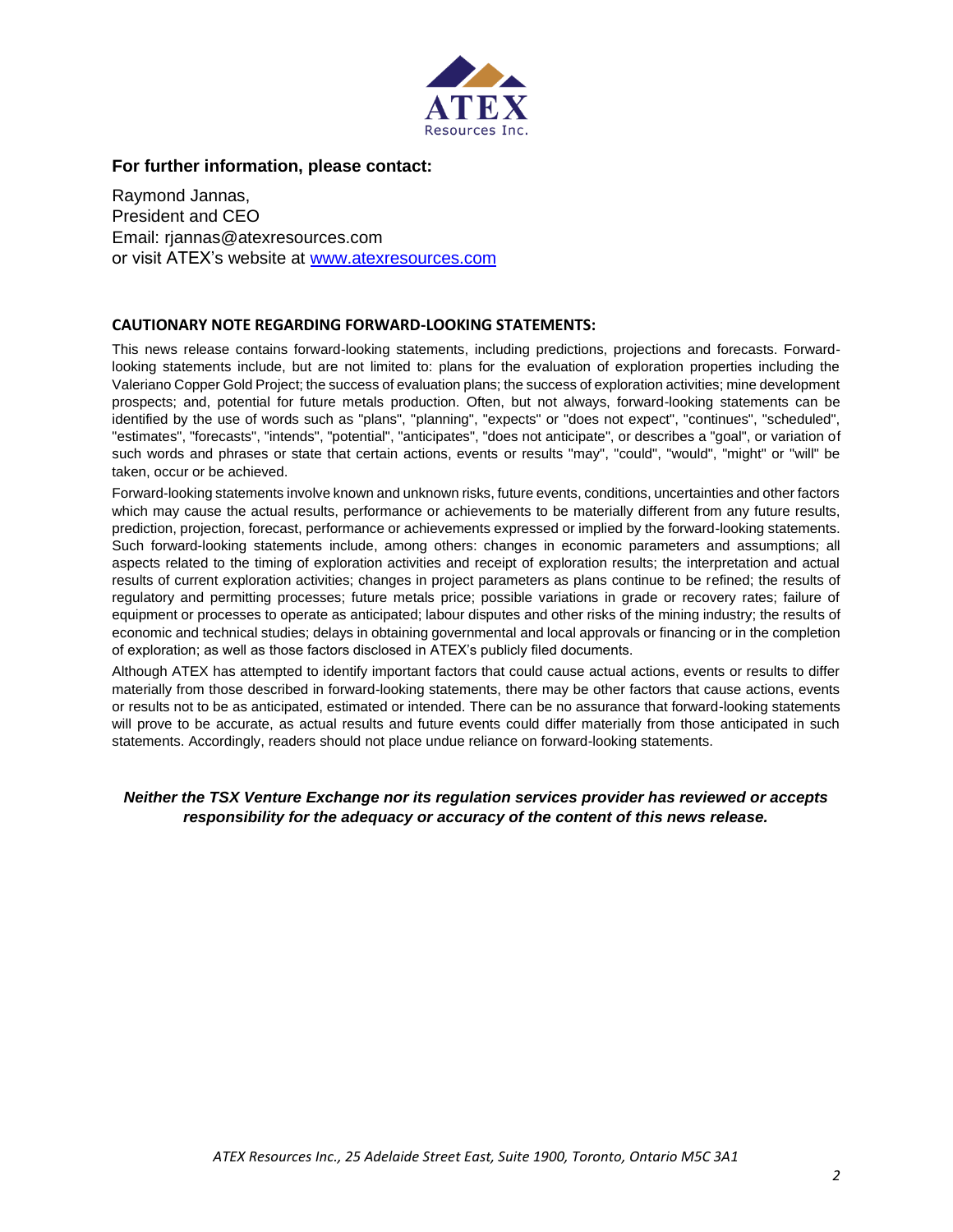**For further information, please contact:**

Raymond Jannas,
President and CEO
Email: rjannas@atexresources.com
or visit ATEX's website at [www.atexresources.com](http://www.atexresources.com)

**CAUTIONARY NOTE REGARDING FORWARD-LOOKING STATEMENTS:**

This news release contains forward-looking statements, including predictions, projections and forecasts. Forward-looking statements include, but are not limited to: plans for the evaluation of exploration properties including the Valeriano Copper Gold Project; the success of evaluation plans; the success of exploration activities; mine development prospects; and, potential for future metals production. Often, but not always, forward-looking statements can be identified by the use of words such as "plans", "planning", "expects" or "does not expect", "continues", "scheduled", "estimates", "forecasts", "intends", "potential", "anticipates", "does not anticipate", or describes a "goal", or variation of such words and phrases or state that certain actions, events or results "may", "could", "would", "might" or "will" be taken, occur or be achieved.

Forward-looking statements involve known and unknown risks, future events, conditions, uncertainties and other factors which may cause the actual results, performance or achievements to be materially different from any future results, prediction, projection, forecast, performance or achievements expressed or implied by the forward-looking statements. Such forward-looking statements include, among others: changes in economic parameters and assumptions; all aspects related to the timing of exploration activities and receipt of exploration results; the interpretation and actual results of current exploration activities; changes in project parameters as plans continue to be refined; the results of regulatory and permitting processes; future metals price; possible variations in grade or recovery rates; failure of equipment or processes to operate as anticipated; labour disputes and other risks of the mining industry; the results of economic and technical studies; delays in obtaining governmental and local approvals or financing or in the completion of exploration; as well as those factors disclosed in ATEX's publicly filed documents.

Although ATEX has attempted to identify important factors that could cause actual actions, events or results to differ materially from those described in forward-looking statements, there may be other factors that cause actions, events or results not to be as anticipated, estimated or intended. There can be no assurance that forward-looking statements will prove to be accurate, as actual results and future events could differ materially from those anticipated in such statements. Accordingly, readers should not place undue reliance on forward-looking statements.

***Neither the TSX Venture Exchange nor its regulation services provider has reviewed or accepts responsibility for the adequacy or accuracy of the content of this news release.***

*ATEX Resources Inc., 25 Adelaide Street East, Suite 1900, Toronto, Ontario M5C 3A1*